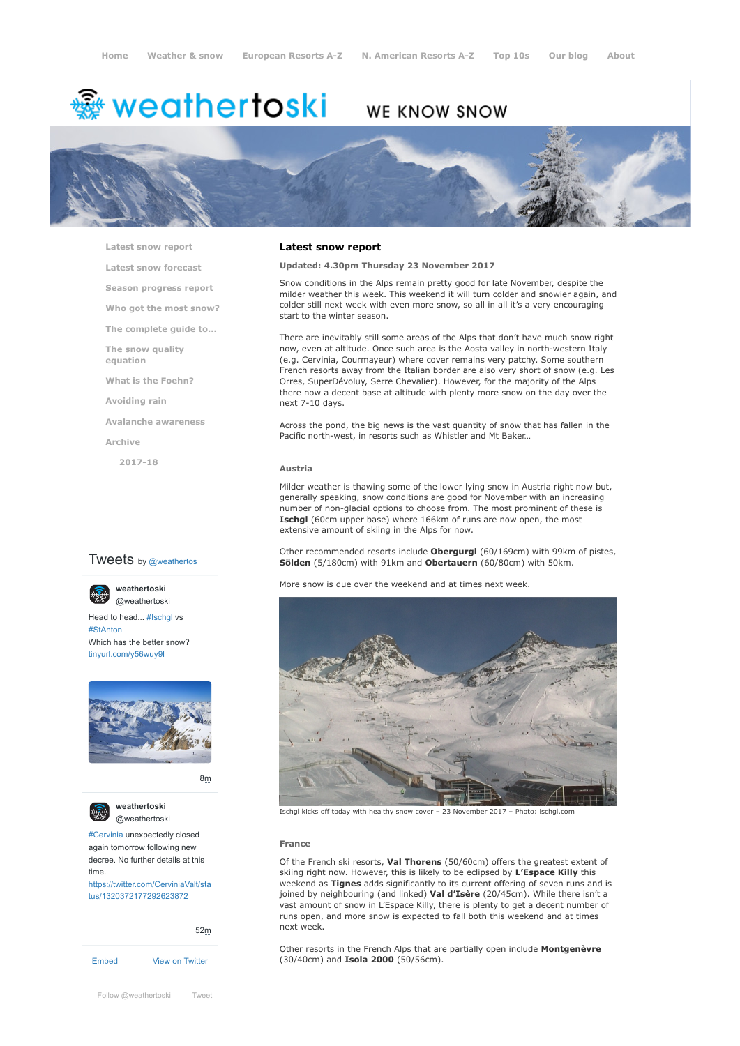Home | Weather & snow | European Resorts A-Z | N. American Resorts A-Z | Top 10s | Our blog | About

# weathertoski

WE KNOW SNOW

- Latest snow report
- Latest snow forecast
- Season progress report
- Who got the most snow?
- The complete guide to...
- The snow quality equation
- What is the Foehn?
- Avoiding rain
- Avalanche awareness
- Archive
  - 2017-18

## Latest snow report

**Updated: 4.30pm Thursday 23 November 2017**

Snow conditions in the Alps remain pretty good for late November, despite the milder weather this week. This weekend it will turn colder and snowier again, and colder still next week with even more snow, so all in all it's a very encouraging start to the winter season.

There are inevitably still some areas of the Alps that don't have much snow right now, even at altitude. Once such area is the Aosta valley in north-western Italy (e.g. Cervinia, Courmayeur) where cover remains very patchy. Some southern French resorts away from the Italian border are also very short of snow (e.g. Les Orres, SuperDévoluy, Serre Chevalier). However, for the majority of the Alps there now a decent base at altitude with plenty more snow on the day over the next 7-10 days.

Across the pond, the big news is the vast quantity of snow that has fallen in the Pacific north-west, in resorts such as Whistler and Mt Baker..

### Austria

Milder weather is thawing some of the lower lying snow in Austria right now but, generally speaking, snow conditions are good for November with an increasing number of non-glacial options to choose from. The most prominent of these is **Ischgl** (60cm upper base) where 166km of runs are now open, the most extensive amount of skiing in the Alps for now.

Other recommended resorts include **Obergurgl** (60/169cm) with 99km of pistes, **Sölden** (5/180cm) with 91km and **Obertauern** (60/80cm) with 50km.

More snow is due over the weekend and at times next week.

Ischgl kicks off today with healthy snow cover – 23 November 2017 – Photo: ischgl.com

### France

Of the French ski resorts, **Val Thorens** (50/60cm) offers the greatest extent of skiing right now. However, this is likely to be eclipsed by **L'Espace Killy** this weekend as **Tignes** adds significantly to its current offering of seven runs and is joined by neighbouring (and linked) **Val d'Isère** (20/45cm). While there isn't a vast amount of snow in L'Espace Killy, there is plenty to get a decent number of runs open, and more snow is expected to fall both this weekend and at times next week.

Other resorts in the French Alps that are partially open include **Montgenèvre** (30/40cm) and **Isola 2000** (50/56cm).

Tweets by @weathertos

**weathertoski** @weathertoski
Head to head... #Ischgl vs #StAnton
Which has the better snow?
tinyurl.com/y56wuy9l
8m

**weathertoski** @weathertoski
#Cervinia unexpectedly closed again tomorrow following new decree. No further details at this time.
https://twitter.com/CerviniaValt/status/1320372177292623872
52m

Embed | View on Twitter

Follow @weathertoski | Tweet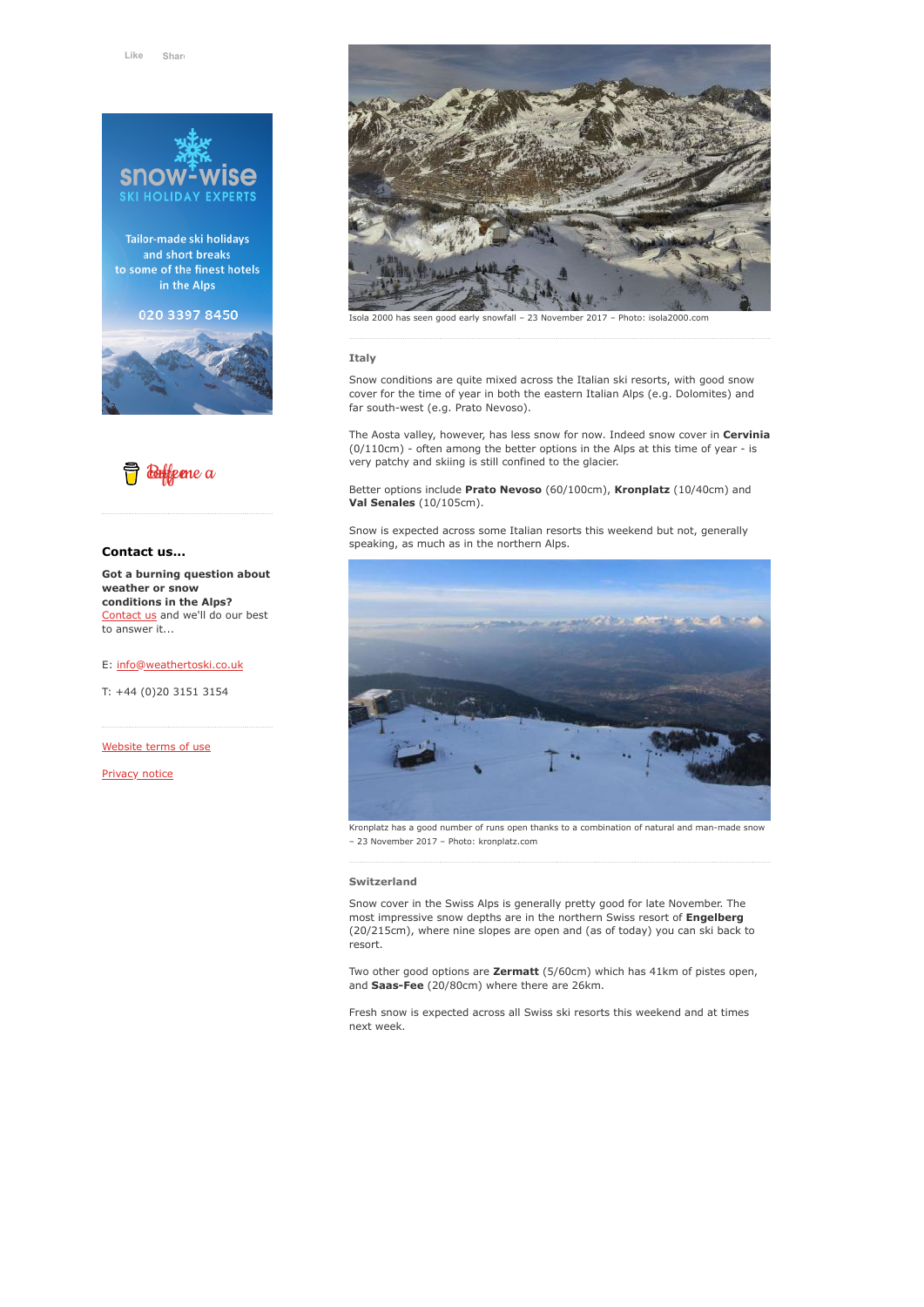Like Share

Tailor-made ski holidays and short breaks to some of the finest hotels in the Alps

020 3397 8450

Isola 2000 has seen good early snowfall – 23 November 2017 – Photo: isola2000.com

### Italy

Snow conditions are quite mixed across the Italian ski resorts, with good snow cover for the time of year in both the eastern Italian Alps (e.g. Dolomites) and far south-west (e.g. Prato Nevoso).

The Aosta valley, however, has less snow for now. Indeed snow cover in **Cervinia** (0/110cm) - often among the better options in the Alps at this time of year - is very patchy and skiing is still confined to the glacier.

Better options include **Prato Nevoso** (60/100cm), **Kronplatz** (10/40cm) and **Val Senales** (10/105cm).

Snow is expected across some Italian resorts this weekend but not, generally speaking, as much as in the northern Alps.

Kronplatz has a good number of runs open thanks to a combination of natural and man-made snow – 23 November 2017 – Photo: kronplatz.com

### Switzerland

Snow cover in the Swiss Alps is generally pretty good for late November. The most impressive snow depths are in the northern Swiss resort of **Engelberg** (20/215cm), where nine slopes are open and (as of today) you can ski back to resort.

Two other good options are **Zermatt** (5/60cm) which has 41km of pistes open, and **Saas-Fee** (20/80cm) where there are 26km.

Fresh snow is expected across all Swiss ski resorts this weekend and at times next week.

**Contact us...**

**Got a burning question about weather or snow conditions in the Alps?** Contact us and we'll do our best to answer it...

E: info@weathertoski.co.uk

T: +44 (0)20 3151 3154

Website terms of use

Privacy notice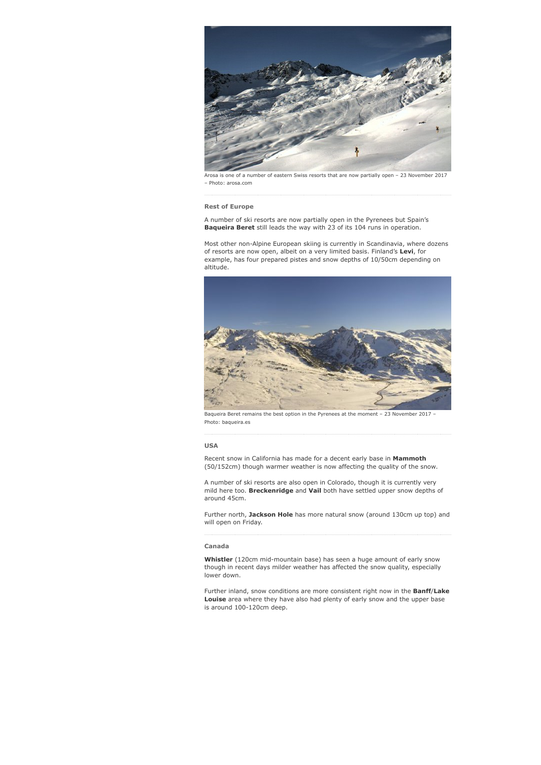Arosa is one of a number of eastern Swiss resorts that are now partially open – 23 November 2017 – Photo: arosa.com

### Rest of Europe

A number of ski resorts are now partially open in the Pyrenees but Spain's **Baqueira Beret** still leads the way with 23 of its 104 runs in operation.

Most other non-Alpine European skiing is currently in Scandinavia, where dozens of resorts are now open, albeit on a very limited basis. Finland's **Levi**, for example, has four prepared pistes and snow depths of 10/50cm depending on altitude.

Baqueira Beret remains the best option in the Pyrenees at the moment – 23 November 2017 – Photo: baqueira.es

### USA

Recent snow in California has made for a decent early base in **Mammoth** (50/152cm) though warmer weather is now affecting the quality of the snow.

A number of ski resorts are also open in Colorado, though it is currently very mild here too. **Breckenridge** and **Vail** both have settled upper snow depths of around 45cm.

Further north, **Jackson Hole** has more natural snow (around 130cm up top) and will open on Friday.

### Canada

**Whistler** (120cm mid-mountain base) has seen a huge amount of early snow though in recent days milder weather has affected the snow quality, especially lower down.

Further inland, snow conditions are more consistent right now in the **Banff**/**Lake Louise** area where they have also had plenty of early snow and the upper base is around 100-120cm deep.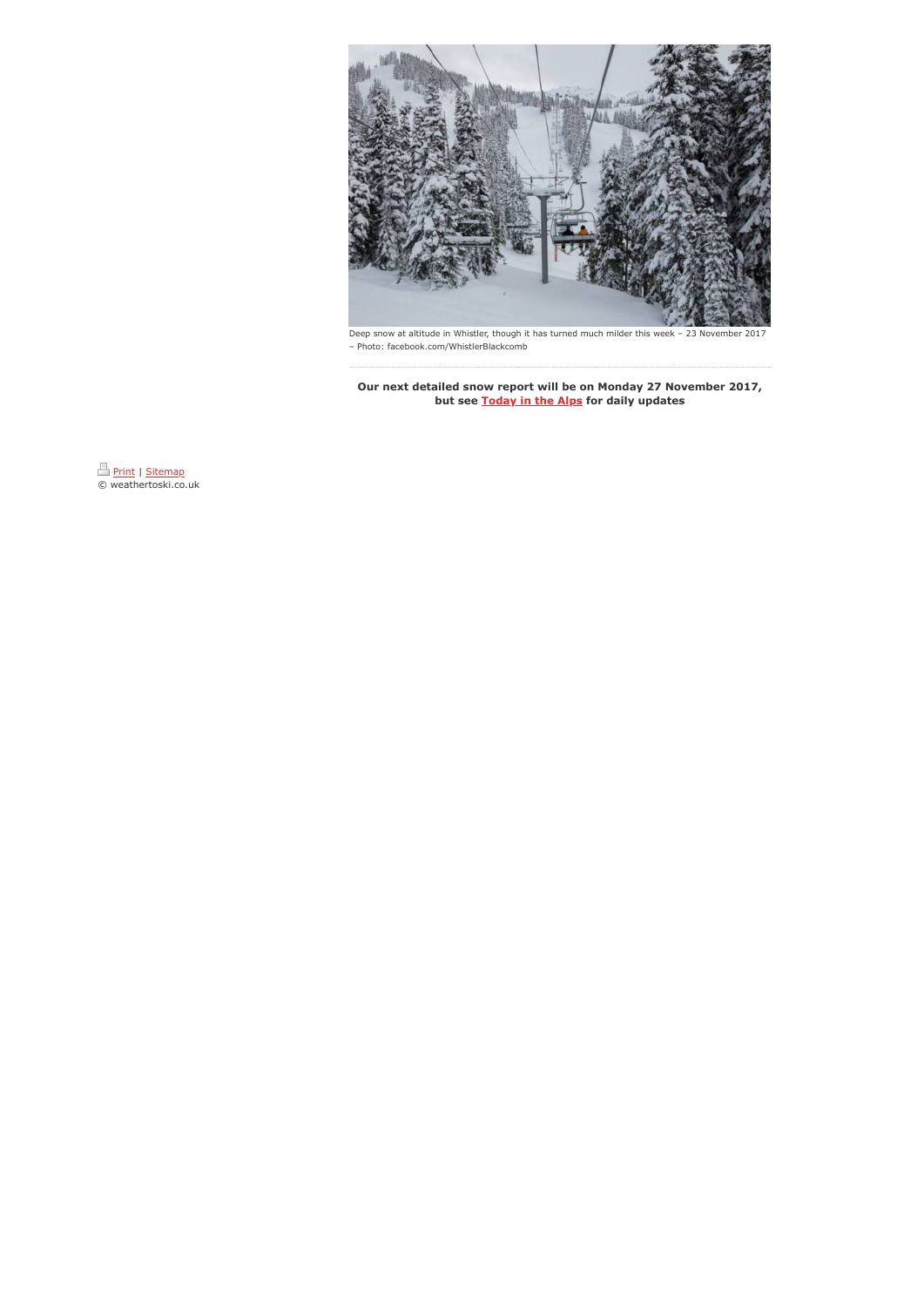Deep snow at altitude in Whistler, though it has turned much milder this week – 23 November 2017 – Photo: facebook.com/WhistlerBlackcomb

**Our next detailed snow report will be on Monday 27 November 2017, but see Today in the Alps for daily updates**

Print | Sitemap
© weathertoski.co.uk